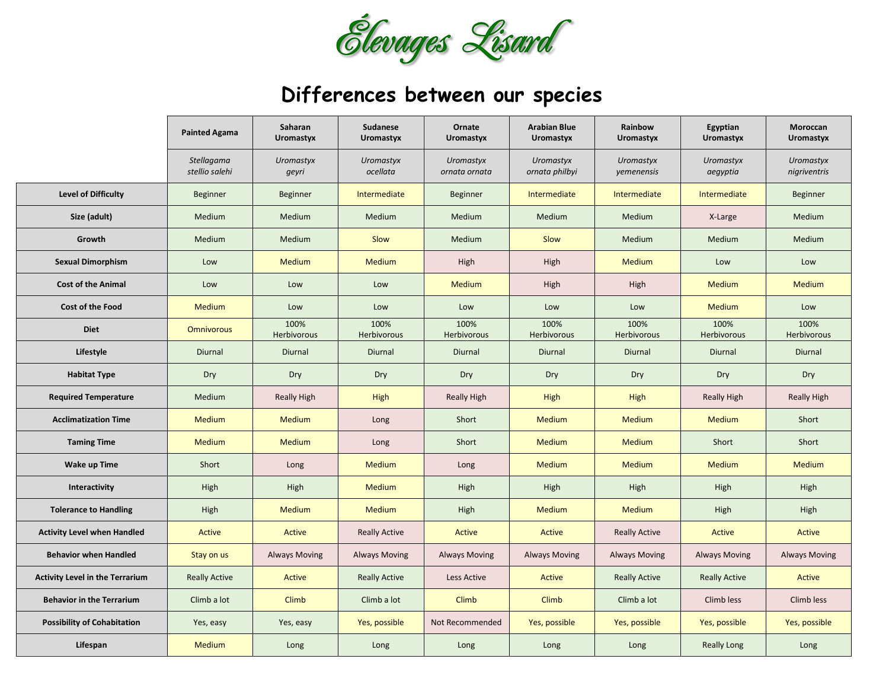# Élevages Lisard

## Differences between our species

| | Painted Agama | Saharan Uromastyx | Sudanese Uromastyx | Ornate Uromastyx | Arabian Blue Uromastyx | Rainbow Uromastyx | Egyptian Uromastyx | Moroccan Uromastyx |
|---|---|---|---|---|---|---|---|---|
| | *Stellagama stellio salehi* | *Uromastyx geyri* | *Uromastyx ocellata* | *Uromastyx ornata ornata* | *Uromastyx ornata philbyi* | *Uromastyx yemenensis* | *Uromastyx aegyptia* | *Uromastyx nigriventris* |
| **Level of Difficulty** | Beginner | Beginner | Intermediate | Beginner | Intermediate | Intermediate | Intermediate | Beginner |
| **Size (adult)** | Medium | Medium | Medium | Medium | Medium | Medium | X-Large | Medium |
| **Growth** | Medium | Medium | Slow | Medium | Slow | Medium | Medium | Medium |
| **Sexual Dimorphism** | Low | Medium | Medium | High | High | Medium | Low | Low |
| **Cost of the Animal** | Low | Low | Low | Medium | High | High | Medium | Medium |
| **Cost of the Food** | Medium | Low | Low | Low | Low | Low | Medium | Low |
| **Diet** | Omnivorous | 100% Herbivorous | 100% Herbivorous | 100% Herbivorous | 100% Herbivorous | 100% Herbivorous | 100% Herbivorous | 100% Herbivorous |
| **Lifestyle** | Diurnal | Diurnal | Diurnal | Diurnal | Diurnal | Diurnal | Diurnal | Diurnal |
| **Habitat Type** | Dry | Dry | Dry | Dry | Dry | Dry | Dry | Dry |
| **Required Temperature** | Medium | Really High | High | Really High | High | High | Really High | Really High |
| **Acclimatization Time** | Medium | Medium | Long | Short | Medium | Medium | Medium | Short |
| **Taming Time** | Medium | Medium | Long | Short | Medium | Medium | Short | Short |
| **Wake up Time** | Short | Long | Medium | Long | Medium | Medium | Medium | Medium |
| **Interactivity** | High | High | Medium | High | High | High | High | High |
| **Tolerance to Handling** | High | Medium | Medium | High | Medium | Medium | High | High |
| **Activity Level when Handled** | Active | Active | Really Active | Active | Active | Really Active | Active | Active |
| **Behavior when Handled** | Stay on us | Always Moving | Always Moving | Always Moving | Always Moving | Always Moving | Always Moving | Always Moving |
| **Activity Level in the Terrarium** | Really Active | Active | Really Active | Less Active | Active | Really Active | Really Active | Active |
| **Behavior in the Terrarium** | Climb a lot | Climb | Climb a lot | Climb | Climb | Climb a lot | Climb less | Climb less |
| **Possibility of Cohabitation** | Yes, easy | Yes, easy | Yes, possible | Not Recommended | Yes, possible | Yes, possible | Yes, possible | Yes, possible |
| **Lifespan** | Medium | Long | Long | Long | Long | Long | Really Long | Long |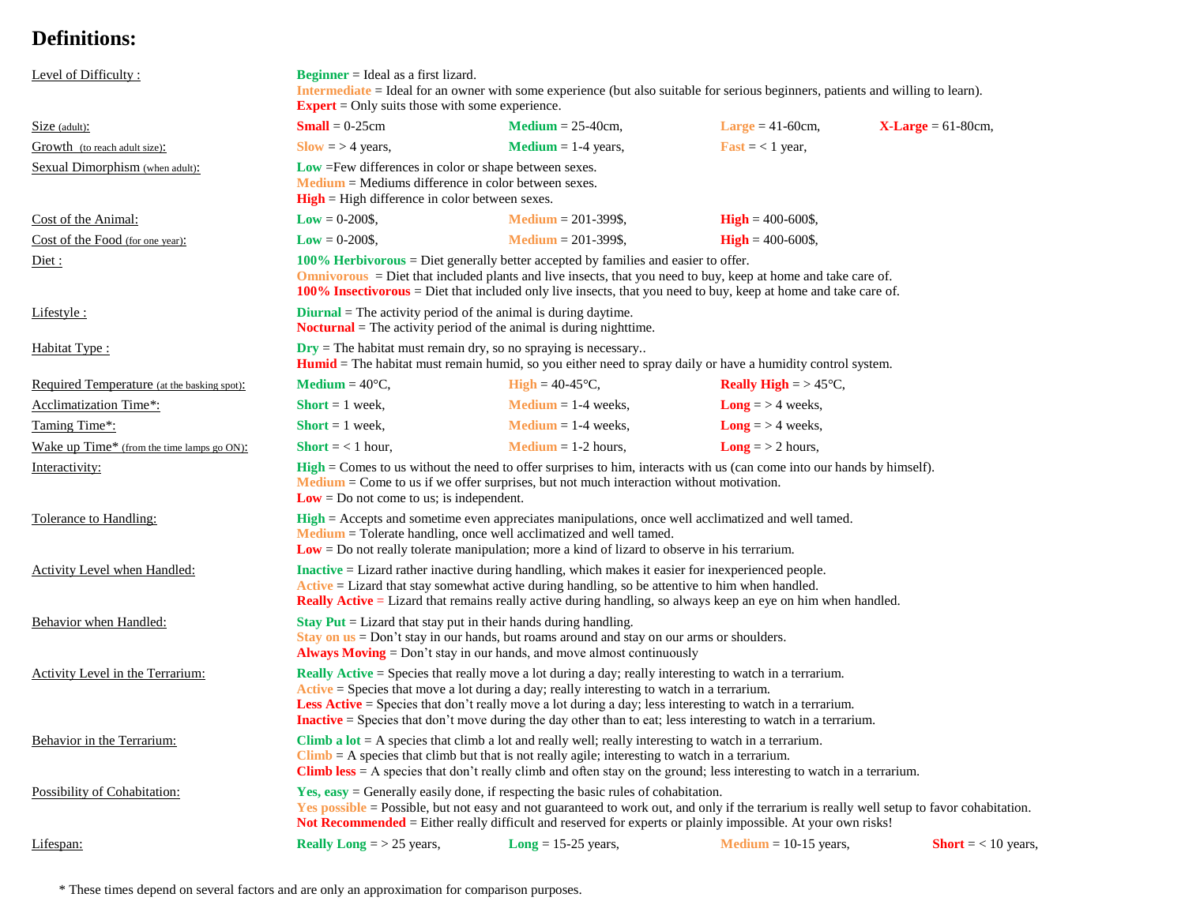# Definitions:

| | |
|---|---|
| Level of Difficulty : | **Beginner** = Ideal as a first lizard.<br>**Intermediate** = Ideal for an owner with some experience (but also suitable for serious beginners, patients and willing to learn).<br>**Expert** = Only suits those with some experience. |
| Size (adult): | **Small** = 0-25cm **Medium** = 25-40cm, **Large** = 41-60cm, **X-Large** = 61-80cm, |
| Growth (to reach adult size): | **Slow** = > 4 years, **Medium** = 1-4 years, **Fast** = < 1 year, |
| Sexual Dimorphism (when adult): | **Low** =Few differences in color or shape between sexes.<br>**Medium** = Mediums difference in color between sexes.<br>**High** = High difference in color between sexes. |
| Cost of the Animal: | **Low** = 0-200$, **Medium** = 201-399$, **High** = 400-600$, |
| Cost of the Food (for one year): | **Low** = 0-200$, **Medium** = 201-399$, **High** = 400-600$, |
| Diet : | **100% Herbivorous** = Diet generally better accepted by families and easier to offer.<br>**Omnivorous** = Diet that included plants and live insects, that you need to buy, keep at home and take care of.<br>**100% Insectivorous** = Diet that included only live insects, that you need to buy, keep at home and take care of. |
| Lifestyle : | **Diurnal** = The activity period of the animal is during daytime.<br>**Nocturnal** = The activity period of the animal is during nighttime. |
| Habitat Type : | **Dry** = The habitat must remain dry, so no spraying is necessary..<br>**Humid** = The habitat must remain humid, so you either need to spray daily or have a humidity control system. |
| Required Temperature (at the basking spot): | **Medium** = 40°C, **High** = 40-45°C, **Really High** = > 45°C, |
| Acclimatization Time*: | **Short** = 1 week, **Medium** = 1-4 weeks, **Long** = > 4 weeks, |
| Taming Time*: | **Short** = 1 week, **Medium** = 1-4 weeks, **Long** = > 4 weeks, |
| Wake up Time* (from the time lamps go ON): | **Short** = < 1 hour, **Medium** = 1-2 hours, **Long** = > 2 hours, |
| Interactivity: | **High** = Comes to us without the need to offer surprises to him, interacts with us (can come into our hands by himself).<br>**Medium** = Come to us if we offer surprises, but not much interaction without motivation.<br>**Low** = Do not come to us; is independent. |
| Tolerance to Handling: | **High** = Accepts and sometime even appreciates manipulations, once well acclimatized and well tamed.<br>**Medium** = Tolerate handling, once well acclimatized and well tamed.<br>**Low** = Do not really tolerate manipulation; more a kind of lizard to observe in his terrarium. |
| Activity Level when Handled: | **Inactive** = Lizard rather inactive during handling, which makes it easier for inexperienced people.<br>**Active** = Lizard that stay somewhat active during handling, so be attentive to him when handled.<br>**Really Active** = Lizard that remains really active during handling, so always keep an eye on him when handled. |
| Behavior when Handled: | **Stay Put** = Lizard that stay put in their hands during handling.<br>**Stay on us** = Don't stay in our hands, but roams around and stay on our arms or shoulders.<br>**Always Moving** = Don't stay in our hands, and move almost continuously |
| Activity Level in the Terrarium: | **Really Active** = Species that really move a lot during a day; really interesting to watch in a terrarium.<br>**Active** = Species that move a lot during a day; really interesting to watch in a terrarium.<br>**Less Active** = Species that don't really move a lot during a day; less interesting to watch in a terrarium.<br>**Inactive** = Species that don't move during the day other than to eat; less interesting to watch in a terrarium. |
| Behavior in the Terrarium: | **Climb a lot** = A species that climb a lot and really well; really interesting to watch in a terrarium.<br>**Climb** = A species that climb but that is not really agile; interesting to watch in a terrarium.<br>**Climb less** = A species that don't really climb and often stay on the ground; less interesting to watch in a terrarium. |
| Possibility of Cohabitation: | **Yes, easy** = Generally easily done, if respecting the basic rules of cohabitation.<br>**Yes possible** = Possible, but not easy and not guaranteed to work out, and only if the terrarium is really well setup to favor cohabitation.<br>**Not Recommended** = Either really difficult and reserved for experts or plainly impossible. At your own risks! |
| Lifespan: | **Really Long** = > 25 years, **Long** = 15-25 years, **Medium** = 10-15 years, **Short** = < 10 years, |

\* These times depend on several factors and are only an approximation for comparison purposes.